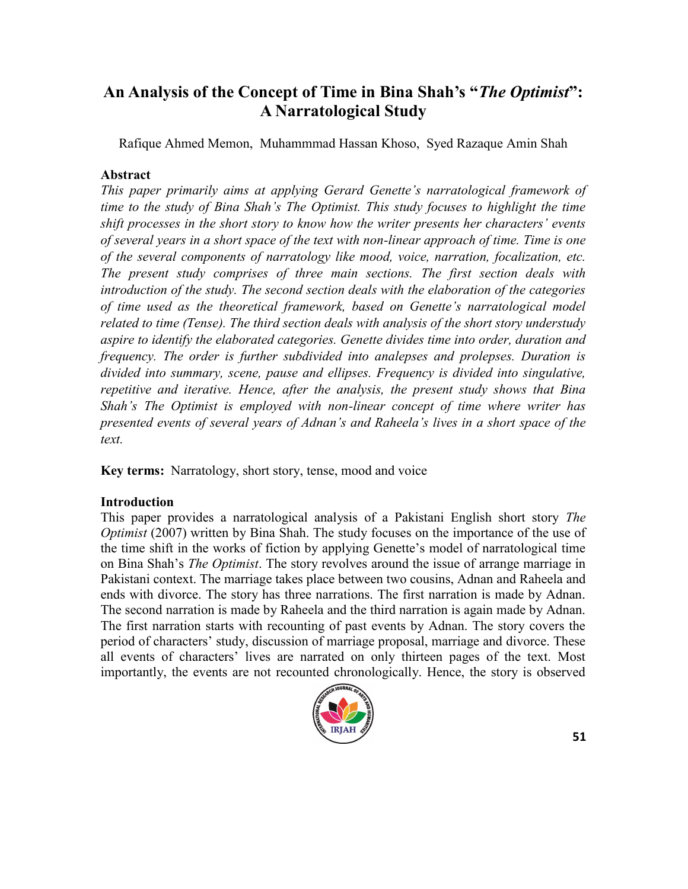# An Analysis of the Concept of Time in Bina Shah's "*The Optimist*": A Narratological Study

Rafique Ahmed Memon, Muhammmad Hassan Khoso, Syed Razaque Amin Shah

### Abstract

*This paper primarily aims at applying Gerard Genette's narratological framework of time to the study of Bina Shah's The Optimist. This study focuses to highlight the time shift processes in the short story to know how the writer presents her characters' events of several years in a short space of the text with non-linear approach of time. Time is one of the several components of narratology like mood, voice, narration, focalization, etc. The present study comprises of three main sections. The first section deals with introduction of the study. The second section deals with the elaboration of the categories of time used as the theoretical framework, based on Genette's narratological model related to time (Tense). The third section deals with analysis of the short story understudy aspire to identify the elaborated categories. Genette divides time into order, duration and frequency. The order is further subdivided into analepses and prolepses. Duration is divided into summary, scene, pause and ellipses. Frequency is divided into singulative, repetitive and iterative. Hence, after the analysis, the present study shows that Bina Shah's The Optimist is employed with non-linear concept of time where writer has presented events of several years of Adnan's and Raheela's lives in a short space of the text.*

**Key terms:** Narratology, short story, tense, mood and voice

### Introduction

This paper provides a narratological analysis of a Pakistani English short story *The Optimist* (2007) written by Bina Shah. The study focuses on the importance of the use of the time shift in the works of fiction by applying Genette's model of narratological time on Bina Shah's *The Optimist*. The story revolves around the issue of arrange marriage in Pakistani context. The marriage takes place between two cousins, Adnan and Raheela and ends with divorce. The story has three narrations. The first narration is made by Adnan. The second narration is made by Raheela and the third narration is again made by Adnan. The first narration starts with recounting of past events by Adnan. The story covers the period of characters' study, discussion of marriage proposal, marriage and divorce. These all events of characters' lives are narrated on only thirteen pages of the text. Most importantly, the events are not recounted chronologically. Hence, the story is observed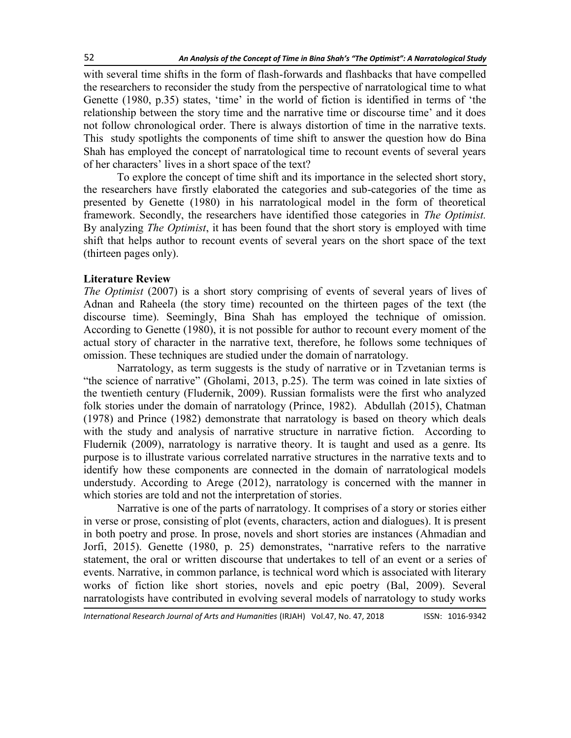with several time shifts in the form of flash-forwards and flashbacks that have compelled the researchers to reconsider the study from the perspective of narratological time to what Genette (1980, p.35) states, 'time' in the world of fiction is identified in terms of 'the relationship between the story time and the narrative time or discourse time' and it does not follow chronological order. There is always distortion of time in the narrative texts. This study spotlights the components of time shift to answer the question how do Bina Shah has employed the concept of narratological time to recount events of several years of her characters' lives in a short space of the text?

To explore the concept of time shift and its importance in the selected short story, the researchers have firstly elaborated the categories and sub-categories of the time as presented by Genette (1980) in his narratological model in the form of theoretical framework. Secondly, the researchers have identified those categories in *The Optimist.* By analyzing *The Optimist*, it has been found that the short story is employed with time shift that helps author to recount events of several years on the short space of the text (thirteen pages only).

## Literature Review

*The Optimist* (2007) is a short story comprising of events of several years of lives of Adnan and Raheela (the story time) recounted on the thirteen pages of the text (the discourse time). Seemingly, Bina Shah has employed the technique of omission. According to Genette (1980), it is not possible for author to recount every moment of the actual story of character in the narrative text, therefore, he follows some techniques of omission. These techniques are studied under the domain of narratology.

Narratology, as term suggests is the study of narrative or in Tzvetanian terms is "the science of narrative" (Gholami, 2013, p.25). The term was coined in late sixties of the twentieth century (Fludernik, 2009). Russian formalists were the first who analyzed folk stories under the domain of narratology (Prince, 1982). Abdullah (2015), Chatman (1978) and Prince (1982) demonstrate that narratology is based on theory which deals with the study and analysis of narrative structure in narrative fiction. According to Fludernik (2009), narratology is narrative theory. It is taught and used as a genre. Its purpose is to illustrate various correlated narrative structures in the narrative texts and to identify how these components are connected in the domain of narratological models understudy. According to Arege (2012), narratology is concerned with the manner in which stories are told and not the interpretation of stories.

Narrative is one of the parts of narratology. It comprises of a story or stories either in verse or prose, consisting of plot (events, characters, action and dialogues). It is present in both poetry and prose. In prose, novels and short stories are instances (Ahmadian and Jorfi, 2015). Genette (1980, p. 25) demonstrates, "narrative refers to the narrative statement, the oral or written discourse that undertakes to tell of an event or a series of events. Narrative, in common parlance, is technical word which is associated with literary works of fiction like short stories, novels and epic poetry (Bal, 2009). Several narratologists have contributed in evolving several models of narratology to study works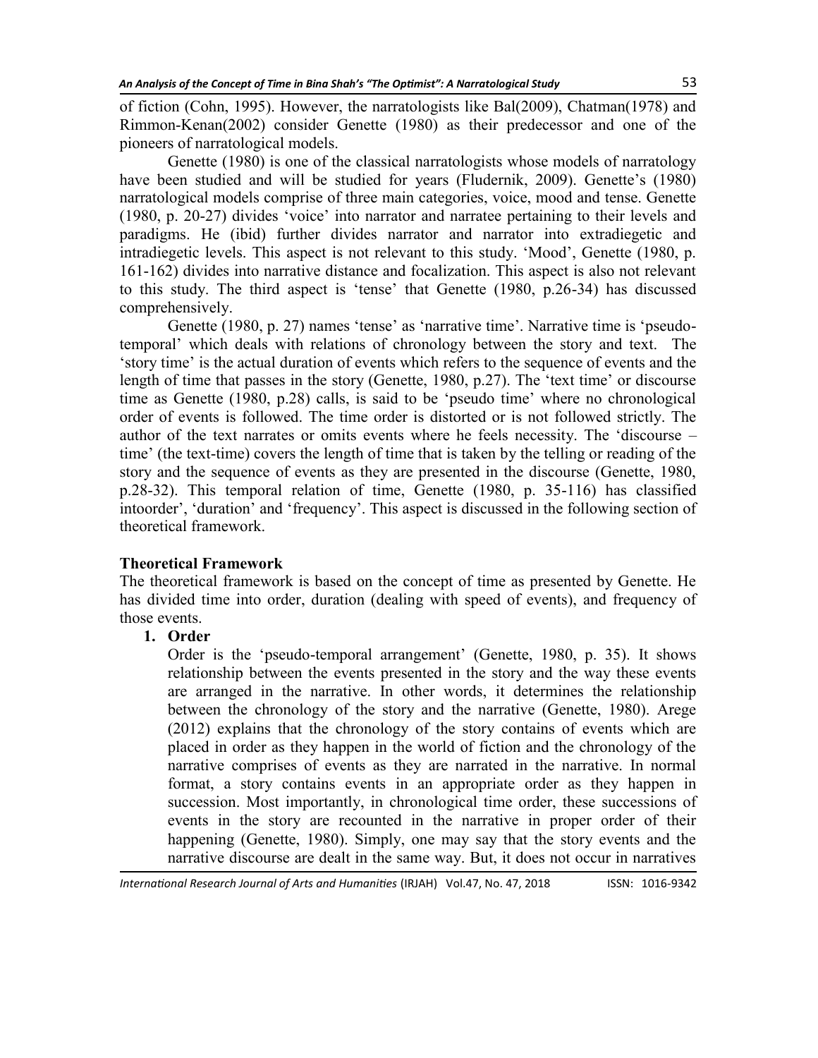of fiction (Cohn, 1995). However, the narratologists like Bal(2009), Chatman(1978) and Rimmon-Kenan(2002) consider Genette (1980) as their predecessor and one of the pioneers of narratological models.

Genette (1980) is one of the classical narratologists whose models of narratology have been studied and will be studied for years (Fludernik, 2009). Genette's (1980) narratological models comprise of three main categories, voice, mood and tense. Genette (1980, p. 20-27) divides 'voice' into narrator and narratee pertaining to their levels and paradigms. He (ibid) further divides narrator and narrator into extradiegetic and intradiegetic levels. This aspect is not relevant to this study. 'Mood', Genette (1980, p. 161-162) divides into narrative distance and focalization. This aspect is also not relevant to this study. The third aspect is 'tense' that Genette (1980, p.26-34) has discussed comprehensively.

Genette (1980, p. 27) names 'tense' as 'narrative time'. Narrative time is 'pseudo-temporal' which deals with relations of chronology between the story and text. The 'story time' is the actual duration of events which refers to the sequence of events and the length of time that passes in the story (Genette, 1980, p.27). The 'text time' or discourse time as Genette (1980, p.28) calls, is said to be 'pseudo time' where no chronological order of events is followed. The time order is distorted or is not followed strictly. The author of the text narrates or omits events where he feels necessity. The 'discourse – time' (the text-time) covers the length of time that is taken by the telling or reading of the story and the sequence of events as they are presented in the discourse (Genette, 1980, p.28-32). This temporal relation of time, Genette (1980, p. 35-116) has classified intoorder', 'duration' and 'frequency'. This aspect is discussed in the following section of theoretical framework.

## Theoretical Framework

The theoretical framework is based on the concept of time as presented by Genette. He has divided time into order, duration (dealing with speed of events), and frequency of those events.

1. **Order**

   Order is the 'pseudo-temporal arrangement' (Genette, 1980, p. 35). It shows relationship between the events presented in the story and the way these events are arranged in the narrative. In other words, it determines the relationship between the chronology of the story and the narrative (Genette, 1980). Arege (2012) explains that the chronology of the story contains of events which are placed in order as they happen in the world of fiction and the chronology of the narrative comprises of events as they are narrated in the narrative. In normal format, a story contains events in an appropriate order as they happen in succession. Most importantly, in chronological time order, these successions of events in the story are recounted in the narrative in proper order of their happening (Genette, 1980). Simply, one may say that the story events and the narrative discourse are dealt in the same way. But, it does not occur in narratives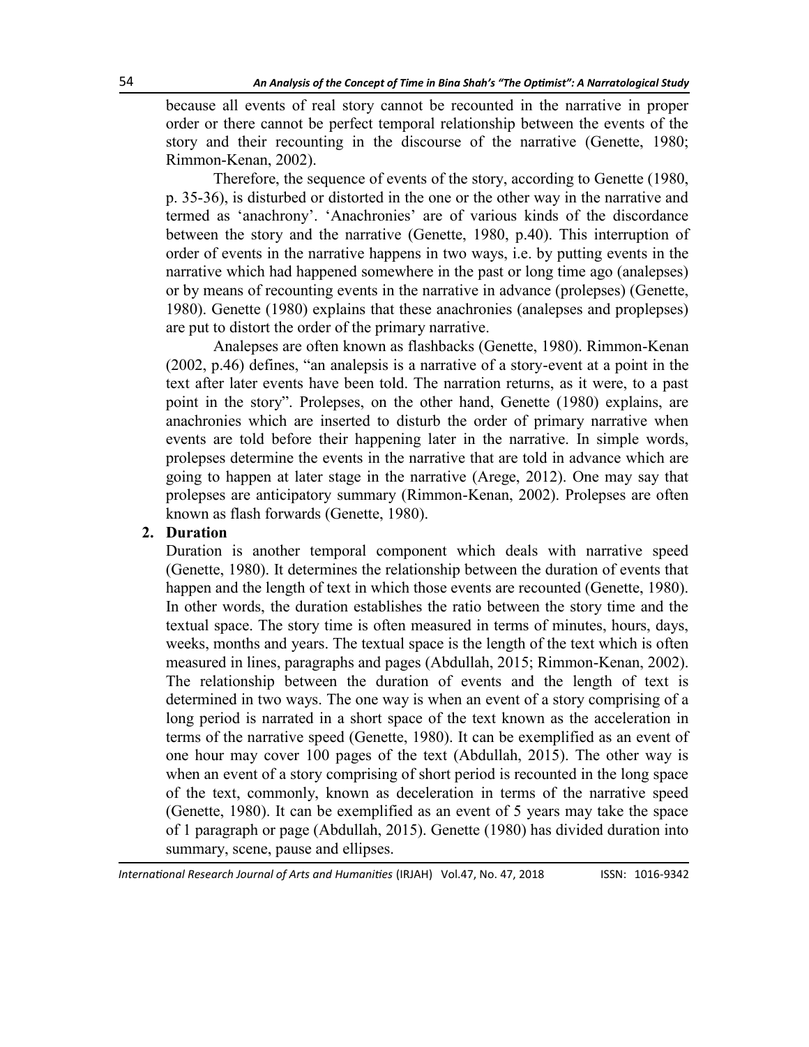because all events of real story cannot be recounted in the narrative in proper order or there cannot be perfect temporal relationship between the events of the story and their recounting in the discourse of the narrative (Genette, 1980; Rimmon-Kenan, 2002).

Therefore, the sequence of events of the story, according to Genette (1980, p. 35-36), is disturbed or distorted in the one or the other way in the narrative and termed as 'anachrony'. 'Anachronies' are of various kinds of the discordance between the story and the narrative (Genette, 1980, p.40). This interruption of order of events in the narrative happens in two ways, i.e. by putting events in the narrative which had happened somewhere in the past or long time ago (analepses) or by means of recounting events in the narrative in advance (prolepses) (Genette, 1980). Genette (1980) explains that these anachronies (analepses and proplepses) are put to distort the order of the primary narrative.

Analepses are often known as flashbacks (Genette, 1980). Rimmon-Kenan (2002, p.46) defines, "an analepsis is a narrative of a story-event at a point in the text after later events have been told. The narration returns, as it were, to a past point in the story". Prolepses, on the other hand, Genette (1980) explains, are anachronies which are inserted to disturb the order of primary narrative when events are told before their happening later in the narrative. In simple words, prolepses determine the events in the narrative that are told in advance which are going to happen at later stage in the narrative (Arege, 2012). One may say that prolepses are anticipatory summary (Rimmon-Kenan, 2002). Prolepses are often known as flash forwards (Genette, 1980).

2. **Duration**

Duration is another temporal component which deals with narrative speed (Genette, 1980). It determines the relationship between the duration of events that happen and the length of text in which those events are recounted (Genette, 1980). In other words, the duration establishes the ratio between the story time and the textual space. The story time is often measured in terms of minutes, hours, days, weeks, months and years. The textual space is the length of the text which is often measured in lines, paragraphs and pages (Abdullah, 2015; Rimmon-Kenan, 2002). The relationship between the duration of events and the length of text is determined in two ways. The one way is when an event of a story comprising of a long period is narrated in a short space of the text known as the acceleration in terms of the narrative speed (Genette, 1980). It can be exemplified as an event of one hour may cover 100 pages of the text (Abdullah, 2015). The other way is when an event of a story comprising of short period is recounted in the long space of the text, commonly, known as deceleration in terms of the narrative speed (Genette, 1980). It can be exemplified as an event of 5 years may take the space of 1 paragraph or page (Abdullah, 2015). Genette (1980) has divided duration into summary, scene, pause and ellipses.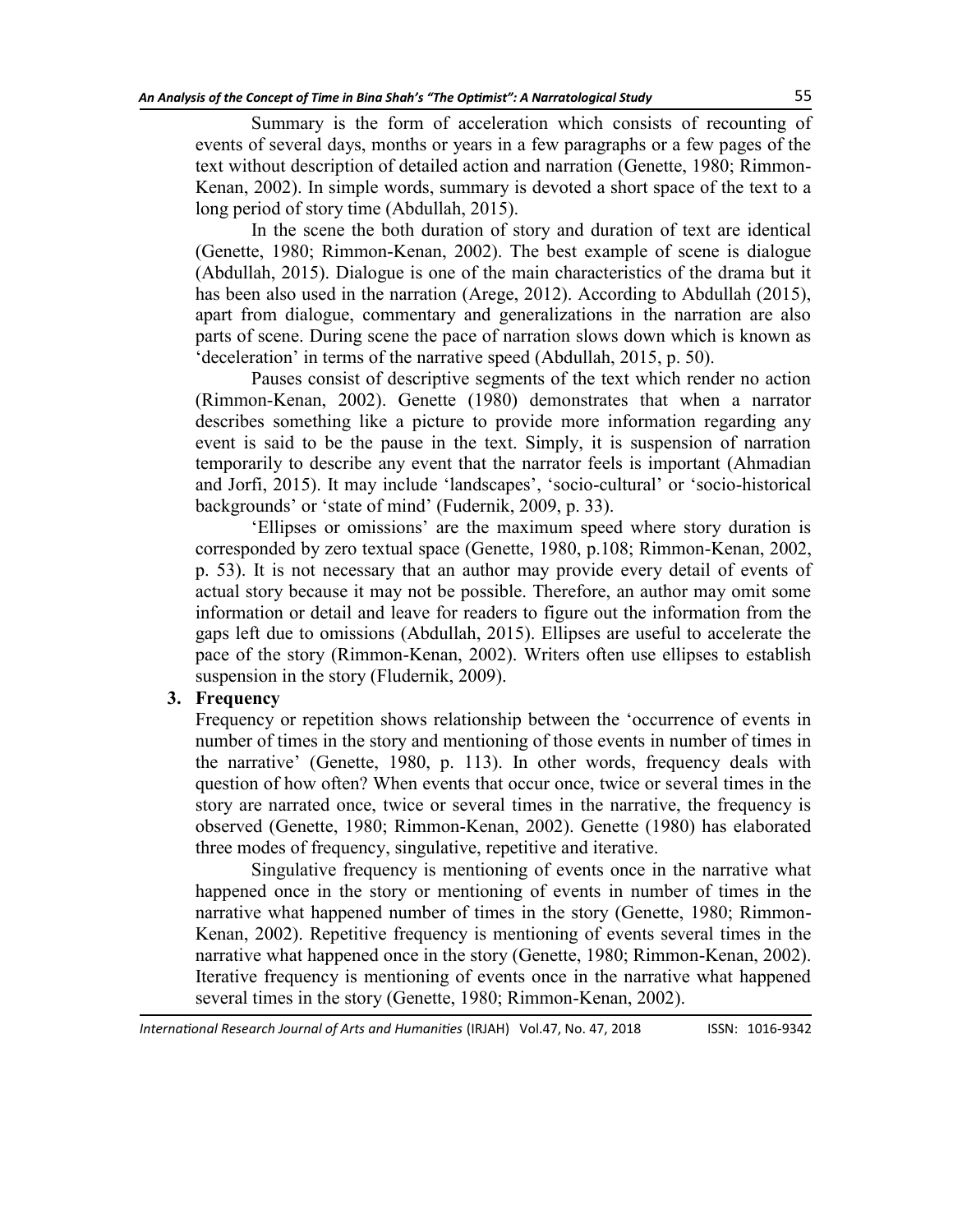Summary is the form of acceleration which consists of recounting of events of several days, months or years in a few paragraphs or a few pages of the text without description of detailed action and narration (Genette, 1980; Rimmon-Kenan, 2002). In simple words, summary is devoted a short space of the text to a long period of story time (Abdullah, 2015).

In the scene the both duration of story and duration of text are identical (Genette, 1980; Rimmon-Kenan, 2002). The best example of scene is dialogue (Abdullah, 2015). Dialogue is one of the main characteristics of the drama but it has been also used in the narration (Arege, 2012). According to Abdullah (2015), apart from dialogue, commentary and generalizations in the narration are also parts of scene. During scene the pace of narration slows down which is known as 'deceleration' in terms of the narrative speed (Abdullah, 2015, p. 50).

Pauses consist of descriptive segments of the text which render no action (Rimmon-Kenan, 2002). Genette (1980) demonstrates that when a narrator describes something like a picture to provide more information regarding any event is said to be the pause in the text. Simply, it is suspension of narration temporarily to describe any event that the narrator feels is important (Ahmadian and Jorfi, 2015). It may include 'landscapes', 'socio-cultural' or 'socio-historical backgrounds' or 'state of mind' (Fudernik, 2009, p. 33).

'Ellipses or omissions' are the maximum speed where story duration is corresponded by zero textual space (Genette, 1980, p.108; Rimmon-Kenan, 2002, p. 53). It is not necessary that an author may provide every detail of events of actual story because it may not be possible. Therefore, an author may omit some information or detail and leave for readers to figure out the information from the gaps left due to omissions (Abdullah, 2015). Ellipses are useful to accelerate the pace of the story (Rimmon-Kenan, 2002). Writers often use ellipses to establish suspension in the story (Fludernik, 2009).

### 3. Frequency

Frequency or repetition shows relationship between the 'occurrence of events in number of times in the story and mentioning of those events in number of times in the narrative' (Genette, 1980, p. 113). In other words, frequency deals with question of how often? When events that occur once, twice or several times in the story are narrated once, twice or several times in the narrative, the frequency is observed (Genette, 1980; Rimmon-Kenan, 2002). Genette (1980) has elaborated three modes of frequency, singulative, repetitive and iterative.

Singulative frequency is mentioning of events once in the narrative what happened once in the story or mentioning of events in number of times in the narrative what happened number of times in the story (Genette, 1980; Rimmon-Kenan, 2002). Repetitive frequency is mentioning of events several times in the narrative what happened once in the story (Genette, 1980; Rimmon-Kenan, 2002). Iterative frequency is mentioning of events once in the narrative what happened several times in the story (Genette, 1980; Rimmon-Kenan, 2002).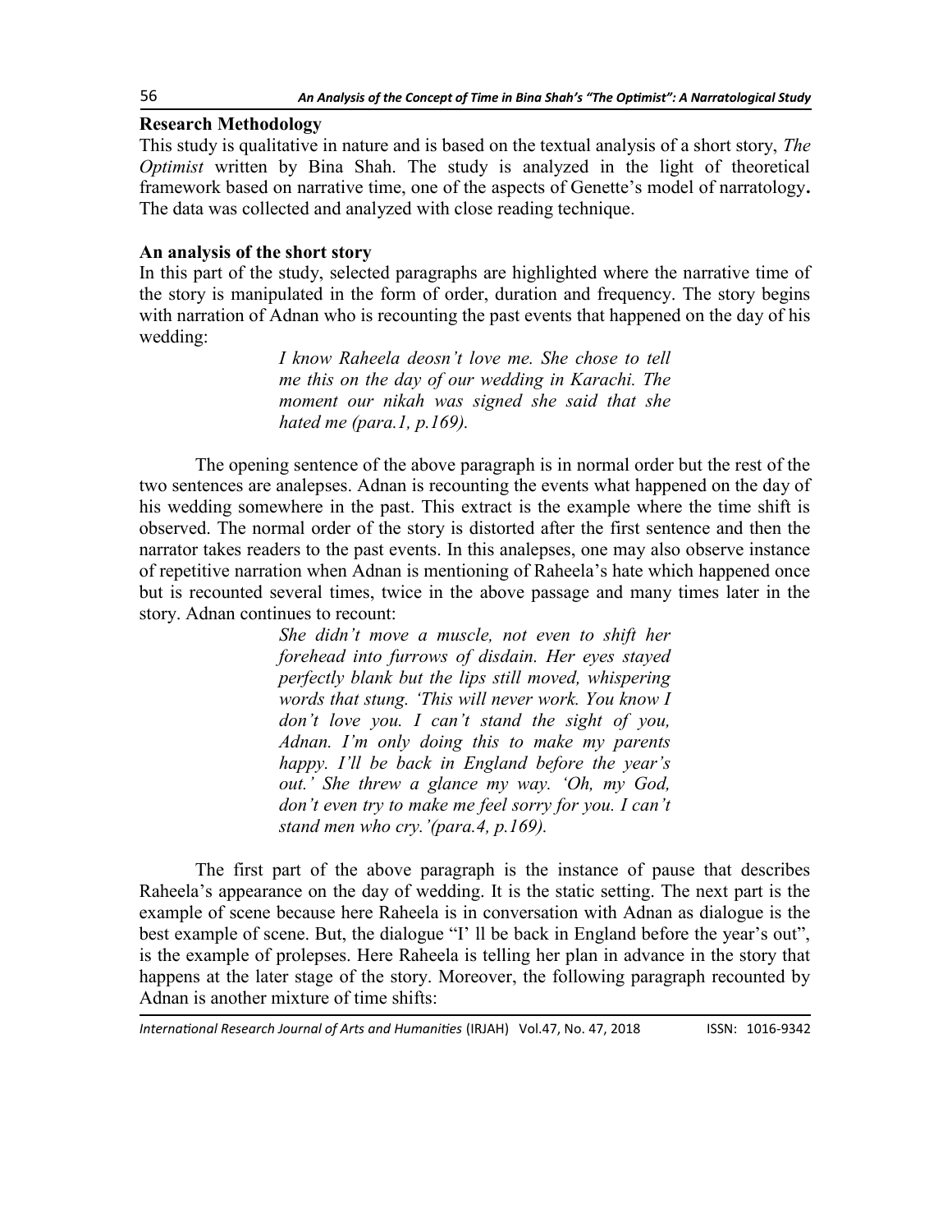### Research Methodology

This study is qualitative in nature and is based on the textual analysis of a short story, *The Optimist* written by Bina Shah. The study is analyzed in the light of theoretical framework based on narrative time, one of the aspects of Genette's model of narratology**.** The data was collected and analyzed with close reading technique.

### An analysis of the short story

In this part of the study, selected paragraphs are highlighted where the narrative time of the story is manipulated in the form of order, duration and frequency. The story begins with narration of Adnan who is recounting the past events that happened on the day of his wedding:

> *I know Raheela deosn't love me. She chose to tell me this on the day of our wedding in Karachi. The moment our nikah was signed she said that she hated me (para.1, p.169).*

The opening sentence of the above paragraph is in normal order but the rest of the two sentences are analepses. Adnan is recounting the events what happened on the day of his wedding somewhere in the past. This extract is the example where the time shift is observed. The normal order of the story is distorted after the first sentence and then the narrator takes readers to the past events. In this analepses, one may also observe instance of repetitive narration when Adnan is mentioning of Raheela's hate which happened once but is recounted several times, twice in the above passage and many times later in the story. Adnan continues to recount:

> *She didn't move a muscle, not even to shift her forehead into furrows of disdain. Her eyes stayed perfectly blank but the lips still moved, whispering words that stung. 'This will never work. You know I don't love you. I can't stand the sight of you, Adnan. I'm only doing this to make my parents happy. I'll be back in England before the year's out.' She threw a glance my way. 'Oh, my God, don't even try to make me feel sorry for you. I can't stand men who cry.'(para.4, p.169).*

The first part of the above paragraph is the instance of pause that describes Raheela's appearance on the day of wedding. It is the static setting. The next part is the example of scene because here Raheela is in conversation with Adnan as dialogue is the best example of scene. But, the dialogue "I' ll be back in England before the year's out", is the example of prolepses. Here Raheela is telling her plan in advance in the story that happens at the later stage of the story. Moreover, the following paragraph recounted by Adnan is another mixture of time shifts: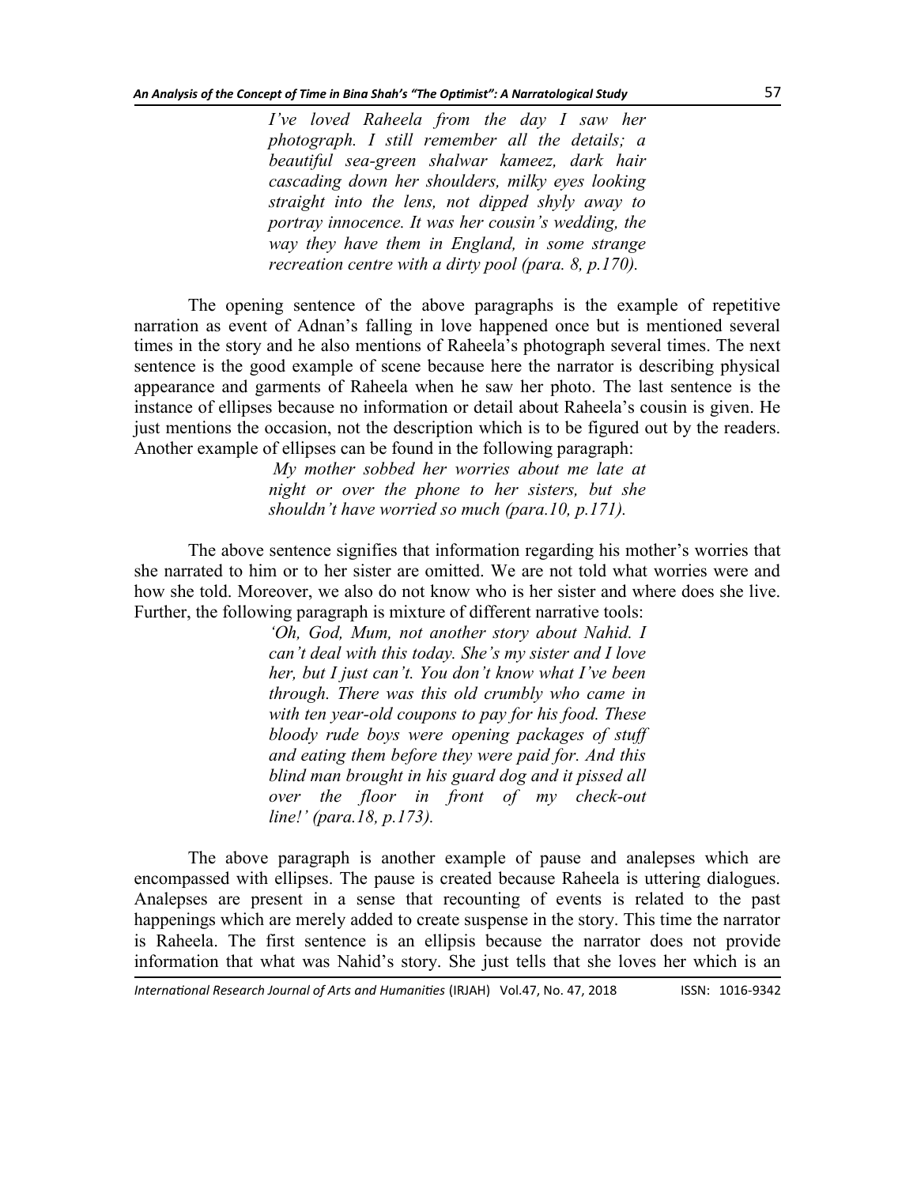> *I've loved Raheela from the day I saw her photograph. I still remember all the details; a beautiful sea-green shalwar kameez, dark hair cascading down her shoulders, milky eyes looking straight into the lens, not dipped shyly away to portray innocence. It was her cousin's wedding, the way they have them in England, in some strange recreation centre with a dirty pool (para. 8, p.170).*

The opening sentence of the above paragraphs is the example of repetitive narration as event of Adnan's falling in love happened once but is mentioned several times in the story and he also mentions of Raheela's photograph several times. The next sentence is the good example of scene because here the narrator is describing physical appearance and garments of Raheela when he saw her photo. The last sentence is the instance of ellipses because no information or detail about Raheela's cousin is given. He just mentions the occasion, not the description which is to be figured out by the readers. Another example of ellipses can be found in the following paragraph:

> *My mother sobbed her worries about me late at night or over the phone to her sisters, but she shouldn't have worried so much (para.10, p.171).*

The above sentence signifies that information regarding his mother's worries that she narrated to him or to her sister are omitted. We are not told what worries were and how she told. Moreover, we also do not know who is her sister and where does she live. Further, the following paragraph is mixture of different narrative tools:

> *'Oh, God, Mum, not another story about Nahid. I can't deal with this today. She's my sister and I love her, but I just can't. You don't know what I've been through. There was this old crumbly who came in with ten year-old coupons to pay for his food. These bloody rude boys were opening packages of stuff and eating them before they were paid for. And this blind man brought in his guard dog and it pissed all over the floor in front of my check-out line!' (para.18, p.173).*

The above paragraph is another example of pause and analepses which are encompassed with ellipses. The pause is created because Raheela is uttering dialogues. Analepses are present in a sense that recounting of events is related to the past happenings which are merely added to create suspense in the story. This time the narrator is Raheela. The first sentence is an ellipsis because the narrator does not provide information that what was Nahid's story. She just tells that she loves her which is an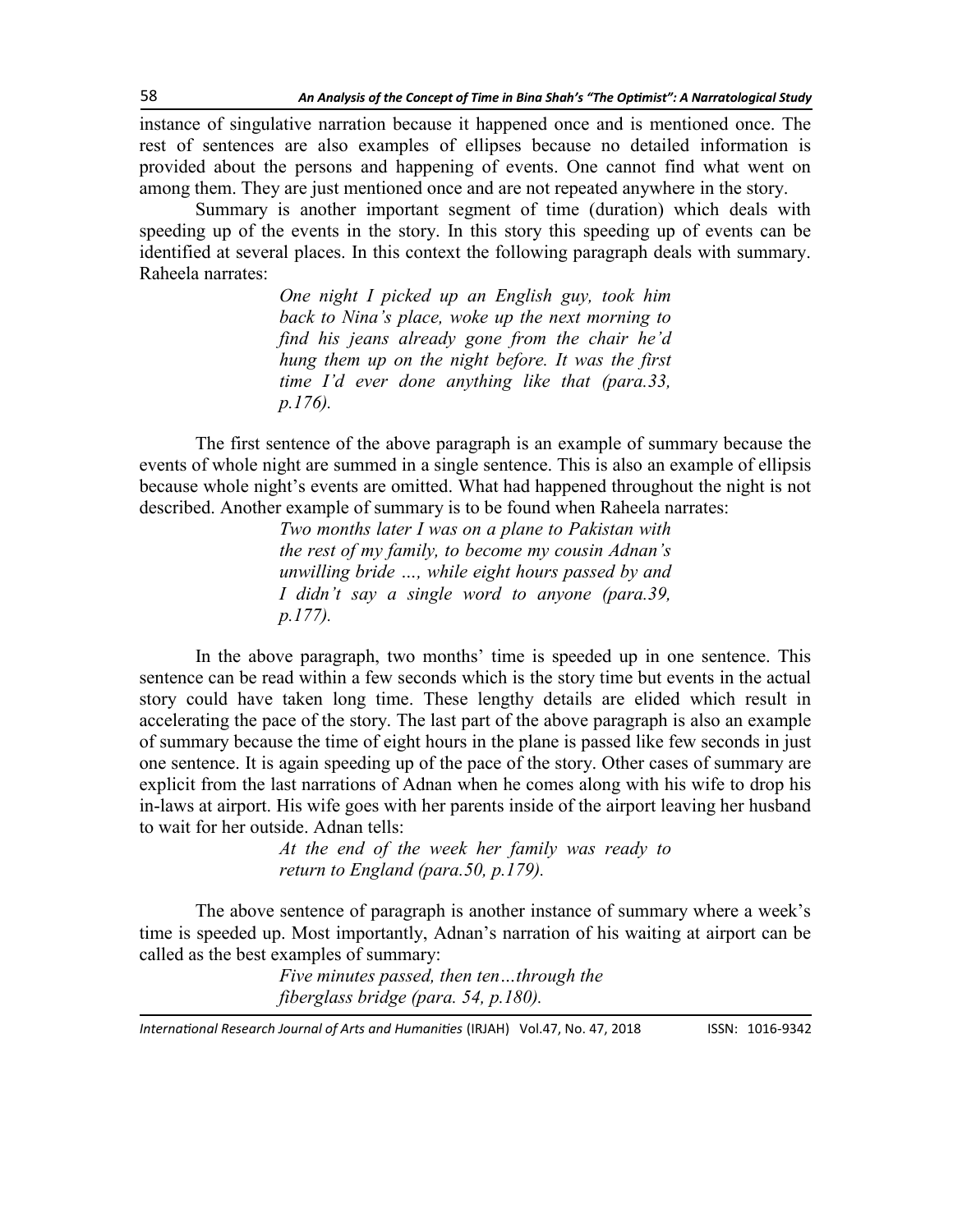instance of singulative narration because it happened once and is mentioned once. The rest of sentences are also examples of ellipses because no detailed information is provided about the persons and happening of events. One cannot find what went on among them. They are just mentioned once and are not repeated anywhere in the story.

Summary is another important segment of time (duration) which deals with speeding up of the events in the story. In this story this speeding up of events can be identified at several places. In this context the following paragraph deals with summary. Raheela narrates:

> *One night I picked up an English guy, took him back to Nina's place, woke up the next morning to find his jeans already gone from the chair he'd hung them up on the night before. It was the first time I'd ever done anything like that (para.33, p.176).*

The first sentence of the above paragraph is an example of summary because the events of whole night are summed in a single sentence. This is also an example of ellipsis because whole night's events are omitted. What had happened throughout the night is not described. Another example of summary is to be found when Raheela narrates:

> *Two months later I was on a plane to Pakistan with the rest of my family, to become my cousin Adnan's unwilling bride …, while eight hours passed by and I didn't say a single word to anyone (para.39, p.177).*

In the above paragraph, two months' time is speeded up in one sentence. This sentence can be read within a few seconds which is the story time but events in the actual story could have taken long time. These lengthy details are elided which result in accelerating the pace of the story. The last part of the above paragraph is also an example of summary because the time of eight hours in the plane is passed like few seconds in just one sentence. It is again speeding up of the pace of the story. Other cases of summary are explicit from the last narrations of Adnan when he comes along with his wife to drop his in-laws at airport. His wife goes with her parents inside of the airport leaving her husband to wait for her outside. Adnan tells:

> *At the end of the week her family was ready to return to England (para.50, p.179).*

The above sentence of paragraph is another instance of summary where a week's time is speeded up. Most importantly, Adnan's narration of his waiting at airport can be called as the best examples of summary:

> *Five minutes passed, then ten…through the fiberglass bridge (para. 54, p.180).*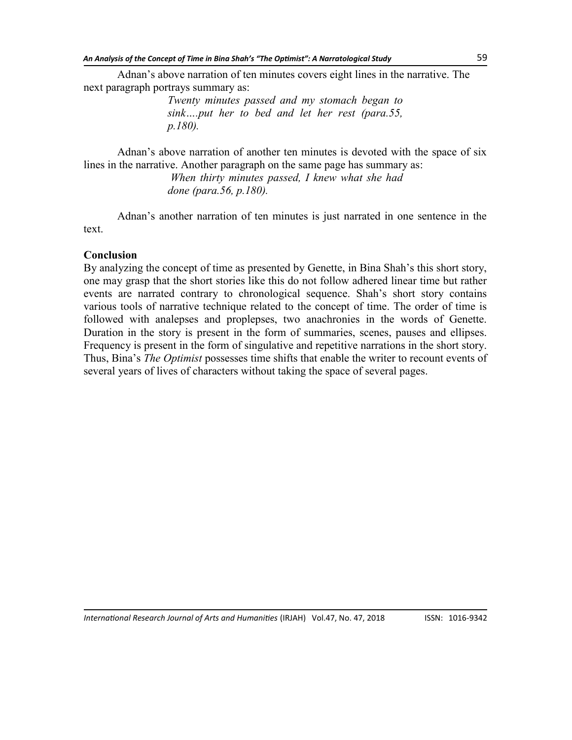Adnan's above narration of ten minutes covers eight lines in the narrative. The next paragraph portrays summary as:

> *Twenty minutes passed and my stomach began to sink….put her to bed and let her rest (para.55, p.180).*

Adnan's above narration of another ten minutes is devoted with the space of six lines in the narrative. Another paragraph on the same page has summary as:

> *When thirty minutes passed, I knew what she had done (para.56, p.180).*

Adnan's another narration of ten minutes is just narrated in one sentence in the text.

## Conclusion

By analyzing the concept of time as presented by Genette, in Bina Shah's this short story, one may grasp that the short stories like this do not follow adhered linear time but rather events are narrated contrary to chronological sequence. Shah's short story contains various tools of narrative technique related to the concept of time. The order of time is followed with analepses and proplepses, two anachronies in the words of Genette. Duration in the story is present in the form of summaries, scenes, pauses and ellipses. Frequency is present in the form of singulative and repetitive narrations in the short story. Thus, Bina's *The Optimist* possesses time shifts that enable the writer to recount events of several years of lives of characters without taking the space of several pages.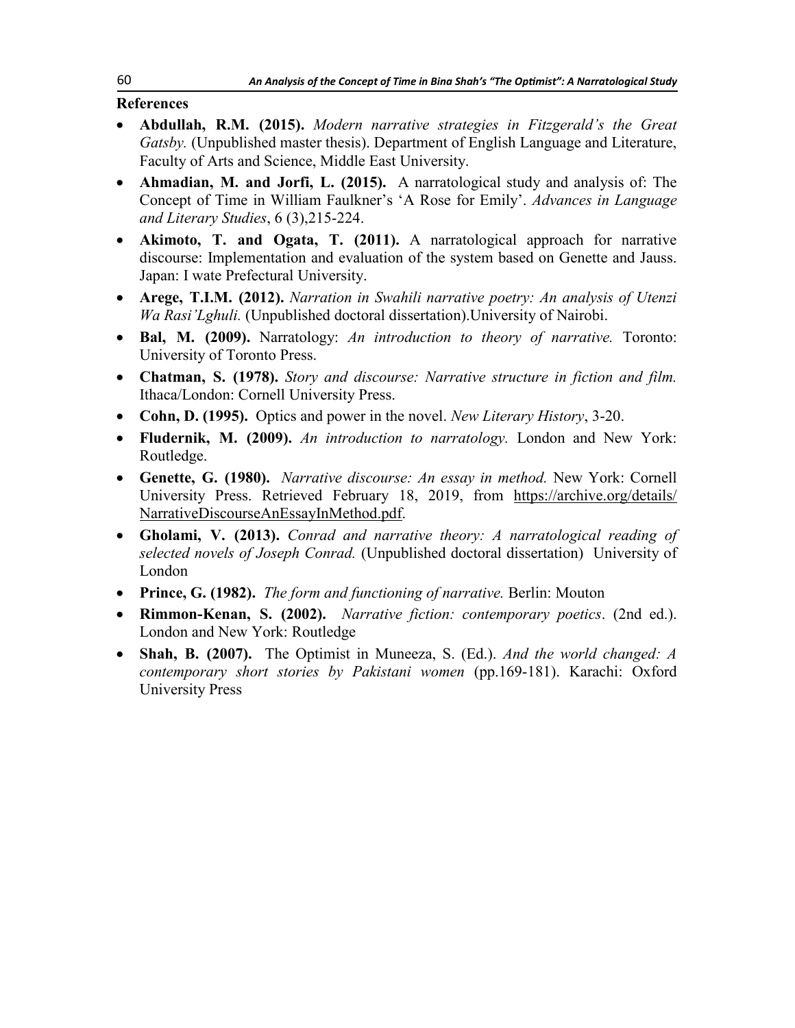## References

- **Abdullah, R.M. (2015).** *Modern narrative strategies in Fitzgerald's the Great Gatsby.* (Unpublished master thesis). Department of English Language and Literature, Faculty of Arts and Science, Middle East University.
- **Ahmadian, M. and Jorfi, L. (2015).** A narratological study and analysis of: The Concept of Time in William Faulkner's 'A Rose for Emily'. *Advances in Language and Literary Studies*, 6 (3),215-224.
- **Akimoto, T. and Ogata, T. (2011).** A narratological approach for narrative discourse: Implementation and evaluation of the system based on Genette and Jauss. Japan: I wate Prefectural University.
- **Arege, T.I.M. (2012).** *Narration in Swahili narrative poetry: An analysis of Utenzi Wa Rasi'Lghuli.* (Unpublished doctoral dissertation).University of Nairobi.
- **Bal, M. (2009).** Narratology: *An introduction to theory of narrative.* Toronto: University of Toronto Press.
- **Chatman, S. (1978).** *Story and discourse: Narrative structure in fiction and film.* Ithaca/London: Cornell University Press.
- **Cohn, D. (1995).** Optics and power in the novel. *New Literary History*, 3-20.
- **Fludernik, M. (2009).** *An introduction to narratology.* London and New York: Routledge.
- **Genette, G. (1980).** *Narrative discourse: An essay in method.* New York: Cornell University Press. Retrieved February 18, 2019, from https://archive.org/details/NarrativeDiscourseAnEssayInMethod.pdf.
- **Gholami, V. (2013).** *Conrad and narrative theory: A narratological reading of selected novels of Joseph Conrad.* (Unpublished doctoral dissertation) University of London
- **Prince, G. (1982).** *The form and functioning of narrative.* Berlin: Mouton
- **Rimmon-Kenan, S. (2002).** *Narrative fiction: contemporary poetics*. (2nd ed.). London and New York: Routledge
- **Shah, B. (2007).** The Optimist in Muneeza, S. (Ed.). *And the world changed: A contemporary short stories by Pakistani women* (pp.169-181). Karachi: Oxford University Press